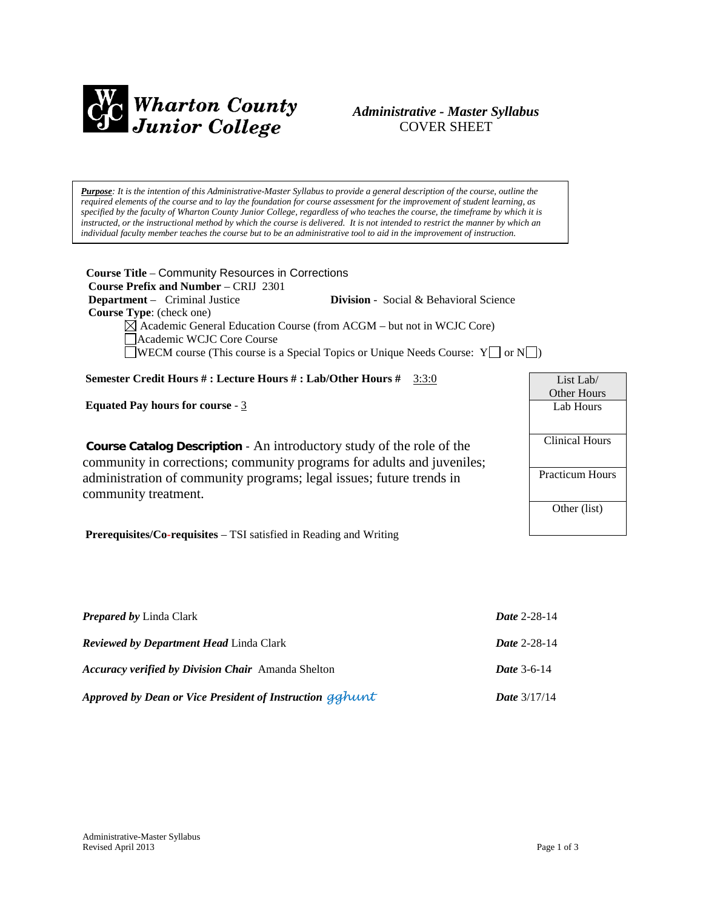# Wharton County Junior College

*Administrative - Master Syllabus*
COVER SHEET

***Purpose**: It is the intention of this Administrative-Master Syllabus to provide a general description of the course, outline the required elements of the course and to lay the foundation for course assessment for the improvement of student learning, as specified by the faculty of Wharton County Junior College, regardless of who teaches the course, the timeframe by which it is instructed, or the instructional method by which the course is delivered. It is not intended to restrict the manner by which an individual faculty member teaches the course but to be an administrative tool to aid in the improvement of instruction.*

**Course Title** – Community Resources in Corrections
**Course Prefix and Number** – CRIJ 2301
**Department** – Criminal Justice **Division** - Social & Behavioral Science
**Course Type**: (check one)

- ☒ Academic General Education Course (from ACGM – but not in WCJC Core)
- ☐ Academic WCJC Core Course
- ☐ WECM course (This course is a Special Topics or Unique Needs Course: Y☐ or N☐)

**Semester Credit Hours # : Lecture Hours # : Lab/Other Hours #** 3:3:0

**Equated Pay hours for course** - 3

| List Lab/ Other Hours |
|---|
| Lab Hours |
| Clinical Hours |
| Practicum Hours |
| Other (list) |

**Course Catalog Description** - An introductory study of the role of the community in corrections; community programs for adults and juveniles; administration of community programs; legal issues; future trends in community treatment.

**Prerequisites/Co-requisites** – TSI satisfied in Reading and Writing

***Prepared by*** Linda Clark ***Date*** 2-28-14

***Reviewed by Department Head*** Linda Clark ***Date*** 2-28-14

***Accuracy verified by Division Chair*** Amanda Shelton ***Date*** 3-6-14

***Approved by Dean or Vice President of Instruction*** gghunt ***Date*** 3/17/14

Administrative-Master Syllabus
Revised April 2013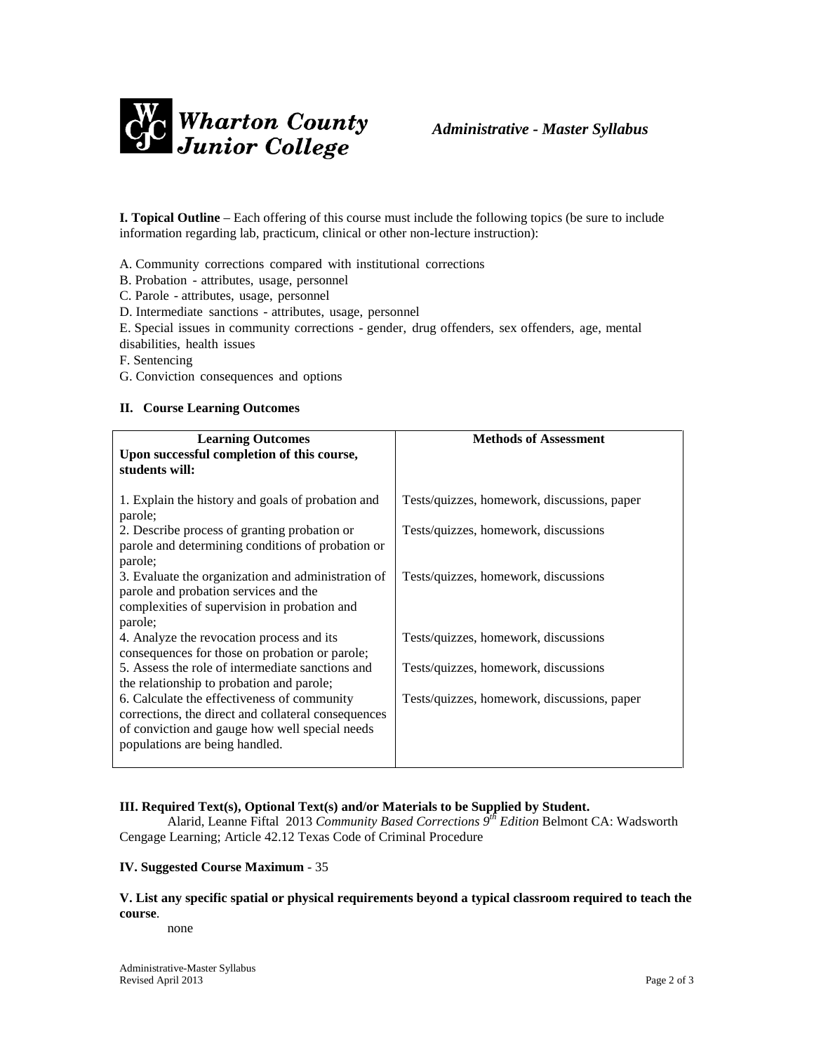**Wharton County Junior College** *Administrative - Master Syllabus*

**I. Topical Outline** – Each offering of this course must include the following topics (be sure to include information regarding lab, practicum, clinical or other non-lecture instruction):

A. Community corrections compared with institutional corrections
B. Probation - attributes, usage, personnel
C. Parole - attributes, usage, personnel
D. Intermediate sanctions - attributes, usage, personnel
E. Special issues in community corrections - gender, drug offenders, sex offenders, age, mental disabilities, health issues
F. Sentencing
G. Conviction consequences and options

**II. Course Learning Outcomes**

| **Learning Outcomes**<br>**Upon successful completion of this course, students will:** | **Methods of Assessment** |
|---|---|
| 1. Explain the history and goals of probation and parole; | Tests/quizzes, homework, discussions, paper |
| 2. Describe process of granting probation or parole and determining conditions of probation or parole; | Tests/quizzes, homework, discussions |
| 3. Evaluate the organization and administration of parole and probation services and the complexities of supervision in probation and parole; | Tests/quizzes, homework, discussions |
| 4. Analyze the revocation process and its consequences for those on probation or parole; | Tests/quizzes, homework, discussions |
| 5. Assess the role of intermediate sanctions and the relationship to probation and parole; | Tests/quizzes, homework, discussions |
| 6. Calculate the effectiveness of community corrections, the direct and collateral consequences of conviction and gauge how well special needs populations are being handled. | Tests/quizzes, homework, discussions, paper |

**III. Required Text(s), Optional Text(s) and/or Materials to be Supplied by Student.**

Alarid, Leanne Fiftal 2013 *Community Based Corrections 9th Edition* Belmont CA: Wadsworth Cengage Learning; Article 42.12 Texas Code of Criminal Procedure

**IV. Suggested Course Maximum** - 35

**V. List any specific spatial or physical requirements beyond a typical classroom required to teach the course**.

none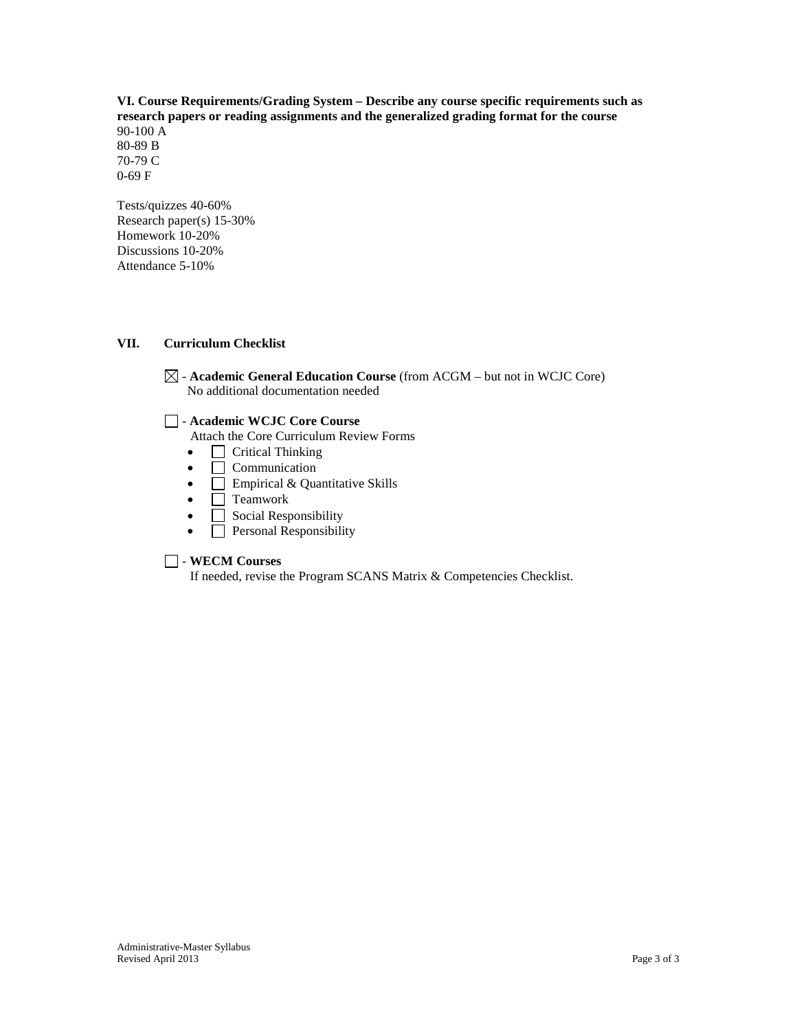**VI. Course Requirements/Grading System – Describe any course specific requirements such as research papers or reading assignments and the generalized grading format for the course**

90-100 A
80-89 B
70-79 C
0-69 F

Tests/quizzes 40-60%
Research paper(s) 15-30%
Homework 10-20%
Discussions 10-20%
Attendance 5-10%

## VII. Curriculum Checklist

☒ - **Academic General Education Course** (from ACGM – but not in WCJC Core)
No additional documentation needed

☐ - **Academic WCJC Core Course**
Attach the Core Curriculum Review Forms

- ☐ Critical Thinking
- ☐ Communication
- ☐ Empirical & Quantitative Skills
- ☐ Teamwork
- ☐ Social Responsibility
- ☐ Personal Responsibility

☐ - **WECM Courses**
If needed, revise the Program SCANS Matrix & Competencies Checklist.